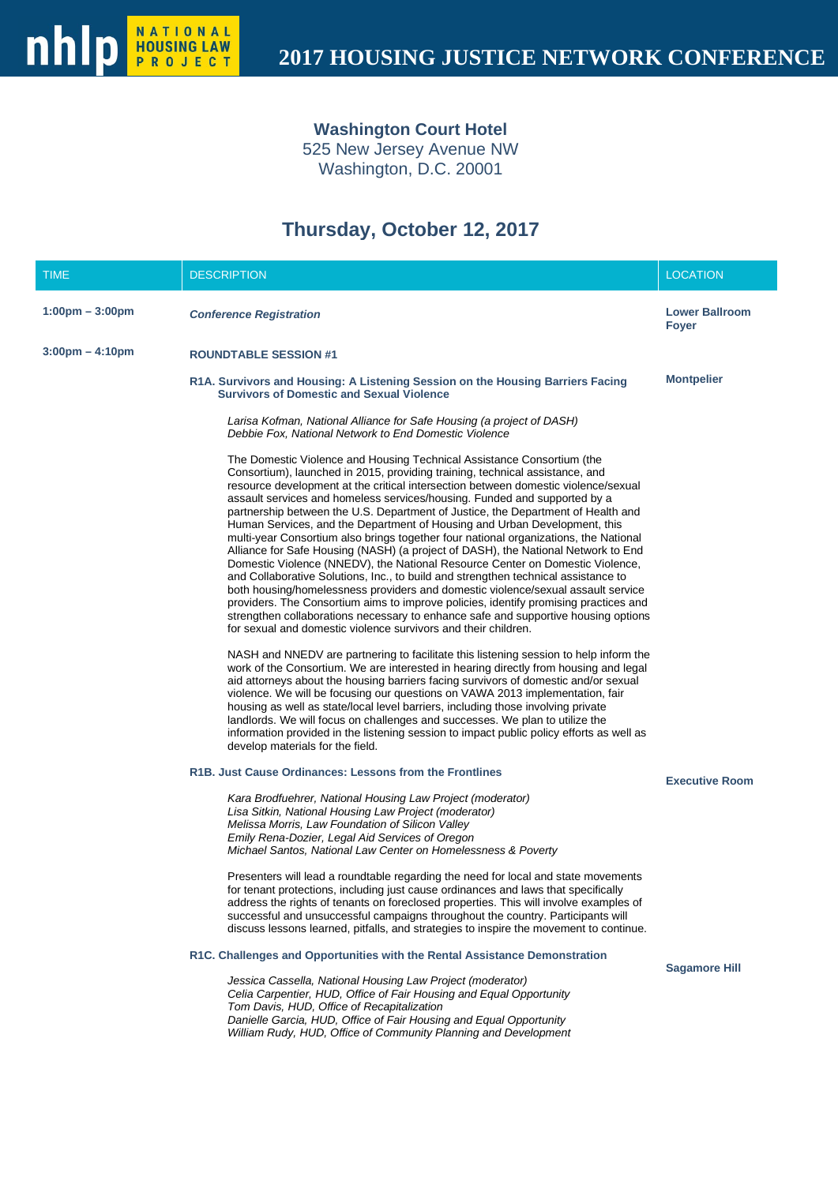# 2017 HOUSING JUSTICE NETWORK CONFERENCE

**Washington Court Hotel**
525 New Jersey Avenue NW
Washington, D.C. 20001

## Thursday, October 12, 2017

| TIME | DESCRIPTION | LOCATION |
|---|---|---|
| **1:00pm – 3:00pm** | ***Conference Registration*** | **Lower Ballroom Foyer** |
| **3:00pm – 4:10pm** | **ROUNDTABLE SESSION #1** | |

**R1A. Survivors and Housing: A Listening Session on the Housing Barriers Facing Survivors of Domestic and Sexual Violence** — **Montpelier**

*Larisa Kofman, National Alliance for Safe Housing (a project of DASH)*
*Debbie Fox, National Network to End Domestic Violence*

The Domestic Violence and Housing Technical Assistance Consortium (the Consortium), launched in 2015, providing training, technical assistance, and resource development at the critical intersection between domestic violence/sexual assault services and homeless services/housing. Funded and supported by a partnership between the U.S. Department of Justice, the Department of Health and Human Services, and the Department of Housing and Urban Development, this multi-year Consortium also brings together four national organizations, the National Alliance for Safe Housing (NASH) (a project of DASH), the National Network to End Domestic Violence (NNEDV), the National Resource Center on Domestic Violence, and Collaborative Solutions, Inc., to build and strengthen technical assistance to both housing/homelessness providers and domestic violence/sexual assault service providers. The Consortium aims to improve policies, identify promising practices and strengthen collaborations necessary to enhance safe and supportive housing options for sexual and domestic violence survivors and their children.

NASH and NNEDV are partnering to facilitate this listening session to help inform the work of the Consortium. We are interested in hearing directly from housing and legal aid attorneys about the housing barriers facing survivors of domestic and/or sexual violence. We will be focusing our questions on VAWA 2013 implementation, fair housing as well as state/local level barriers, including those involving private landlords. We will focus on challenges and successes. We plan to utilize the information provided in the listening session to impact public policy efforts as well as develop materials for the field.

**R1B. Just Cause Ordinances: Lessons from the Frontlines** — **Executive Room**

*Kara Brodfuehrer, National Housing Law Project (moderator)*
*Lisa Sitkin, National Housing Law Project (moderator)*
*Melissa Morris, Law Foundation of Silicon Valley*
*Emily Rena-Dozier, Legal Aid Services of Oregon*
*Michael Santos, National Law Center on Homelessness & Poverty*

Presenters will lead a roundtable regarding the need for local and state movements for tenant protections, including just cause ordinances and laws that specifically address the rights of tenants on foreclosed properties. This will involve examples of successful and unsuccessful campaigns throughout the country. Participants will discuss lessons learned, pitfalls, and strategies to inspire the movement to continue.

**R1C. Challenges and Opportunities with the Rental Assistance Demonstration** — **Sagamore Hill**

*Jessica Cassella, National Housing Law Project (moderator)*
*Celia Carpentier, HUD, Office of Fair Housing and Equal Opportunity*
*Tom Davis, HUD, Office of Recapitalization*
*Danielle Garcia, HUD, Office of Fair Housing and Equal Opportunity*
*William Rudy, HUD, Office of Community Planning and Development*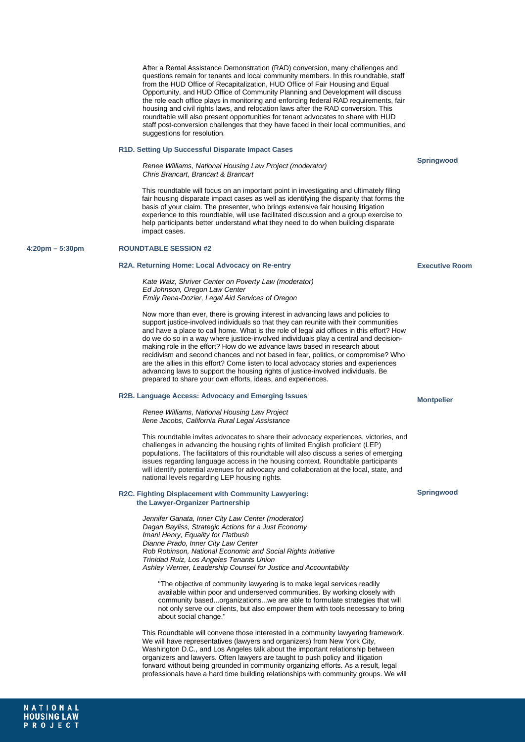After a Rental Assistance Demonstration (RAD) conversion, many challenges and questions remain for tenants and local community members. In this roundtable, staff from the HUD Office of Recapitalization, HUD Office of Fair Housing and Equal Opportunity, and HUD Office of Community Planning and Development will discuss the role each office plays in monitoring and enforcing federal RAD requirements, fair housing and civil rights laws, and relocation laws after the RAD conversion. This roundtable will also present opportunities for tenant advocates to share with HUD staff post-conversion challenges that they have faced in their local communities, and suggestions for resolution.

### R1D. Setting Up Successful Disparate Impact Cases

**Springwood**

*Renee Williams, National Housing Law Project (moderator)*
*Chris Brancart, Brancart & Brancart*

This roundtable will focus on an important point in investigating and ultimately filing fair housing disparate impact cases as well as identifying the disparity that forms the basis of your claim. The presenter, who brings extensive fair housing litigation experience to this roundtable, will use facilitated discussion and a group exercise to help participants better understand what they need to do when building disparate impact cases.

## 4:20pm – 5:30pm ROUNDTABLE SESSION #2

### R2A. Returning Home: Local Advocacy on Re-entry

**Executive Room**

*Kate Walz, Shriver Center on Poverty Law (moderator)*
*Ed Johnson, Oregon Law Center*
*Emily Rena-Dozier, Legal Aid Services of Oregon*

Now more than ever, there is growing interest in advancing laws and policies to support justice-involved individuals so that they can reunite with their communities and have a place to call home. What is the role of legal aid offices in this effort? How do we do so in a way where justice-involved individuals play a central and decision-making role in the effort? How do we advance laws based in research about recidivism and second chances and not based in fear, politics, or compromise? Who are the allies in this effort? Come listen to local advocacy stories and experiences advancing laws to support the housing rights of justice-involved individuals. Be prepared to share your own efforts, ideas, and experiences.

### R2B. Language Access: Advocacy and Emerging Issues

**Montpelier**

*Renee Williams, National Housing Law Project*
*Ilene Jacobs, California Rural Legal Assistance*

This roundtable invites advocates to share their advocacy experiences, victories, and challenges in advancing the housing rights of limited English proficient (LEP) populations. The facilitators of this roundtable will also discuss a series of emerging issues regarding language access in the housing context. Roundtable participants will identify potential avenues for advocacy and collaboration at the local, state, and national levels regarding LEP housing rights.

### R2C. Fighting Displacement with Community Lawyering: the Lawyer-Organizer Partnership

**Springwood**

*Jennifer Ganata, Inner City Law Center (moderator)*
*Dagan Bayliss, Strategic Actions for a Just Economy*
*Imani Henry, Equality for Flatbush*
*Dianne Prado, Inner City Law Center*
*Rob Robinson, National Economic and Social Rights Initiative*
*Trinidad Ruiz, Los Angeles Tenants Union*
*Ashley Werner, Leadership Counsel for Justice and Accountability*

> "The objective of community lawyering is to make legal services readily available within poor and underserved communities. By working closely with community based...organizations...we are able to formulate strategies that will not only serve our clients, but also empower them with tools necessary to bring about social change."

This Roundtable will convene those interested in a community lawyering framework. We will have representatives (lawyers and organizers) from New York City, Washington D.C., and Los Angeles talk about the important relationship between organizers and lawyers. Often lawyers are taught to push policy and litigation forward without being grounded in community organizing efforts. As a result, legal professionals have a hard time building relationships with community groups. We will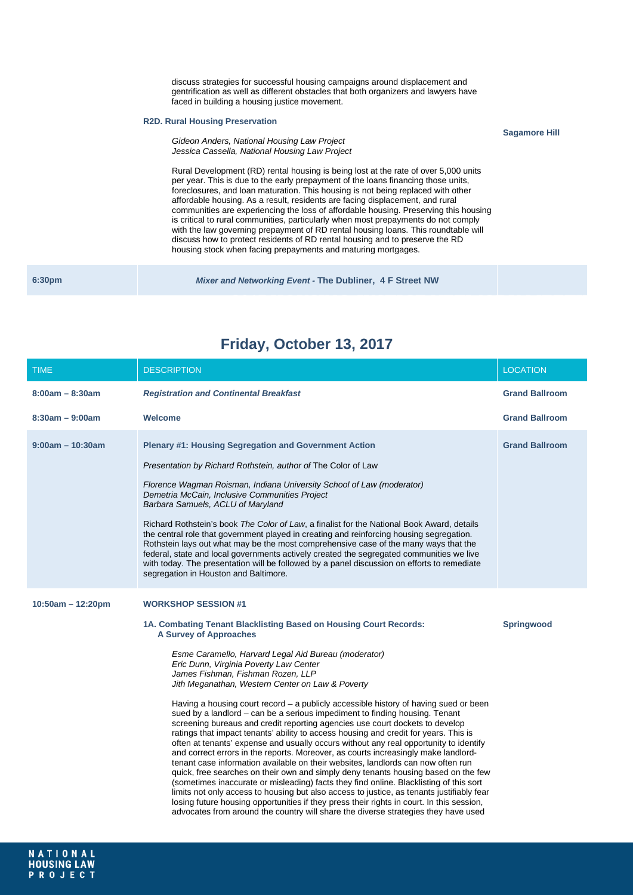discuss strategies for successful housing campaigns around displacement and gentrification as well as different obstacles that both organizers and lawyers have faced in building a housing justice movement.

**R2D. Rural Housing Preservation** — **Sagamore Hill**

*Gideon Anders, National Housing Law Project*
*Jessica Cassella, National Housing Law Project*

Rural Development (RD) rental housing is being lost at the rate of over 5,000 units per year. This is due to the early prepayment of the loans financing those units, foreclosures, and loan maturation. This housing is not being replaced with other affordable housing. As a result, residents are facing displacement, and rural communities are experiencing the loss of affordable housing. Preserving this housing is critical to rural communities, particularly when most prepayments do not comply with the law governing prepayment of RD rental housing loans. This roundtable will discuss how to protect residents of RD rental housing and to preserve the RD housing stock when facing prepayments and maturing mortgages.

| | | |
|---|---|---|
| **6:30pm** | ***Mixer and Networking Event*** **- The Dubliner, 4 F Street NW** | |

## Friday, October 13, 2017

| TIME | DESCRIPTION | LOCATION |
|---|---|---|
| **8:00am – 8:30am** | ***Registration and Continental Breakfast*** | **Grand Ballroom** |
| **8:30am – 9:00am** | **Welcome** | **Grand Ballroom** |
| **9:00am – 10:30am** | **Plenary #1: Housing Segregation and Government Action**<br><br>*Presentation by Richard Rothstein, author of* The Color of Law<br><br>*Florence Wagman Roisman, Indiana University School of Law (moderator)*<br>*Demetria McCain, Inclusive Communities Project*<br>*Barbara Samuels, ACLU of Maryland*<br><br>Richard Rothstein's book *The Color of Law*, a finalist for the National Book Award, details the central role that government played in creating and reinforcing housing segregation. Rothstein lays out what may be the most comprehensive case of the many ways that the federal, state and local governments actively created the segregated communities we live with today. The presentation will be followed by a panel discussion on efforts to remediate segregation in Houston and Baltimore. | **Grand Ballroom** |
| **10:50am – 12:20pm** | **WORKSHOP SESSION #1**<br><br>**1A. Combating Tenant Blacklisting Based on Housing Court Records: A Survey of Approaches**<br><br>*Esme Caramello, Harvard Legal Aid Bureau (moderator)*<br>*Eric Dunn, Virginia Poverty Law Center*<br>*James Fishman, Fishman Rozen, LLP*<br>*Jith Meganathan, Western Center on Law & Poverty*<br><br>Having a housing court record – a publicly accessible history of having sued or been sued by a landlord – can be a serious impediment to finding housing. Tenant screening bureaus and credit reporting agencies use court dockets to develop ratings that impact tenants' ability to access housing and credit for years. This is often at tenants' expense and usually occurs without any real opportunity to identify and correct errors in the reports. Moreover, as courts increasingly make landlord-tenant case information available on their websites, landlords can now often run quick, free searches on their own and simply deny tenants housing based on the few (sometimes inaccurate or misleading) facts they find online. Blacklisting of this sort limits not only access to housing but also access to justice, as tenants justifiably fear losing future housing opportunities if they press their rights in court. In this session, advocates from around the country will share the diverse strategies they have used | **Springwood** |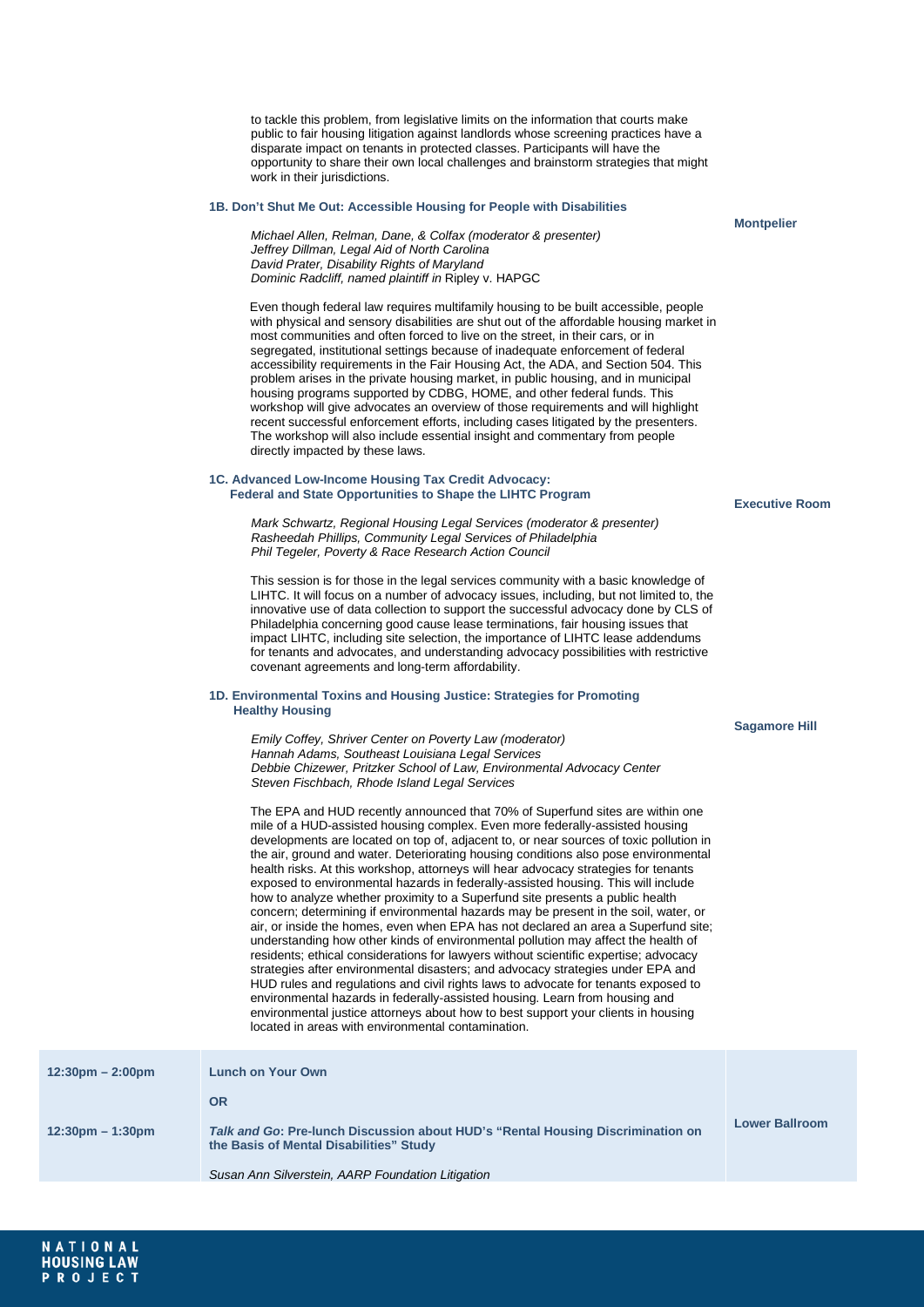to tackle this problem, from legislative limits on the information that courts make public to fair housing litigation against landlords whose screening practices have a disparate impact on tenants in protected classes. Participants will have the opportunity to share their own local challenges and brainstorm strategies that might work in their jurisdictions.

### 1B. Don't Shut Me Out: Accessible Housing for People with Disabilities

**Montpelier**

*Michael Allen, Relman, Dane, & Colfax (moderator & presenter)*
*Jeffrey Dillman, Legal Aid of North Carolina*
*David Prater, Disability Rights of Maryland*
*Dominic Radcliff, named plaintiff in* Ripley v. HAPGC

Even though federal law requires multifamily housing to be built accessible, people with physical and sensory disabilities are shut out of the affordable housing market in most communities and often forced to live on the street, in their cars, or in segregated, institutional settings because of inadequate enforcement of federal accessibility requirements in the Fair Housing Act, the ADA, and Section 504. This problem arises in the private housing market, in public housing, and in municipal housing programs supported by CDBG, HOME, and other federal funds. This workshop will give advocates an overview of those requirements and will highlight recent successful enforcement efforts, including cases litigated by the presenters. The workshop will also include essential insight and commentary from people directly impacted by these laws.

### 1C. Advanced Low-Income Housing Tax Credit Advocacy: Federal and State Opportunities to Shape the LIHTC Program

**Executive Room**

*Mark Schwartz, Regional Housing Legal Services (moderator & presenter)*
*Rasheedah Phillips, Community Legal Services of Philadelphia*
*Phil Tegeler, Poverty & Race Research Action Council*

This session is for those in the legal services community with a basic knowledge of LIHTC. It will focus on a number of advocacy issues, including, but not limited to, the innovative use of data collection to support the successful advocacy done by CLS of Philadelphia concerning good cause lease terminations, fair housing issues that impact LIHTC, including site selection, the importance of LIHTC lease addendums for tenants and advocates, and understanding advocacy possibilities with restrictive covenant agreements and long-term affordability.

### 1D. Environmental Toxins and Housing Justice: Strategies for Promoting Healthy Housing

**Sagamore Hill**

*Emily Coffey, Shriver Center on Poverty Law (moderator)*
*Hannah Adams, Southeast Louisiana Legal Services*
*Debbie Chizewer, Pritzker School of Law, Environmental Advocacy Center*
*Steven Fischbach, Rhode Island Legal Services*

The EPA and HUD recently announced that 70% of Superfund sites are within one mile of a HUD-assisted housing complex. Even more federally-assisted housing developments are located on top of, adjacent to, or near sources of toxic pollution in the air, ground and water. Deteriorating housing conditions also pose environmental health risks. At this workshop, attorneys will hear advocacy strategies for tenants exposed to environmental hazards in federally-assisted housing. This will include how to analyze whether proximity to a Superfund site presents a public health concern; determining if environmental hazards may be present in the soil, water, or air, or inside the homes, even when EPA has not declared an area a Superfund site; understanding how other kinds of environmental pollution may affect the health of residents; ethical considerations for lawyers without scientific expertise; advocacy strategies after environmental disasters; and advocacy strategies under EPA and HUD rules and regulations and civil rights laws to advocate for tenants exposed to environmental hazards in federally-assisted housing. Learn from housing and environmental justice attorneys about how to best support your clients in housing located in areas with environmental contamination.

| | | |
|---|---|---|
| **12:30pm – 2:00pm** | **Lunch on Your Own** | |
| | **OR** | |
| **12:30pm – 1:30pm** | ***Talk and Go*: Pre-lunch Discussion about HUD's "Rental Housing Discrimination on the Basis of Mental Disabilities" Study**<br><br>*Susan Ann Silverstein, AARP Foundation Litigation* | **Lower Ballroom** |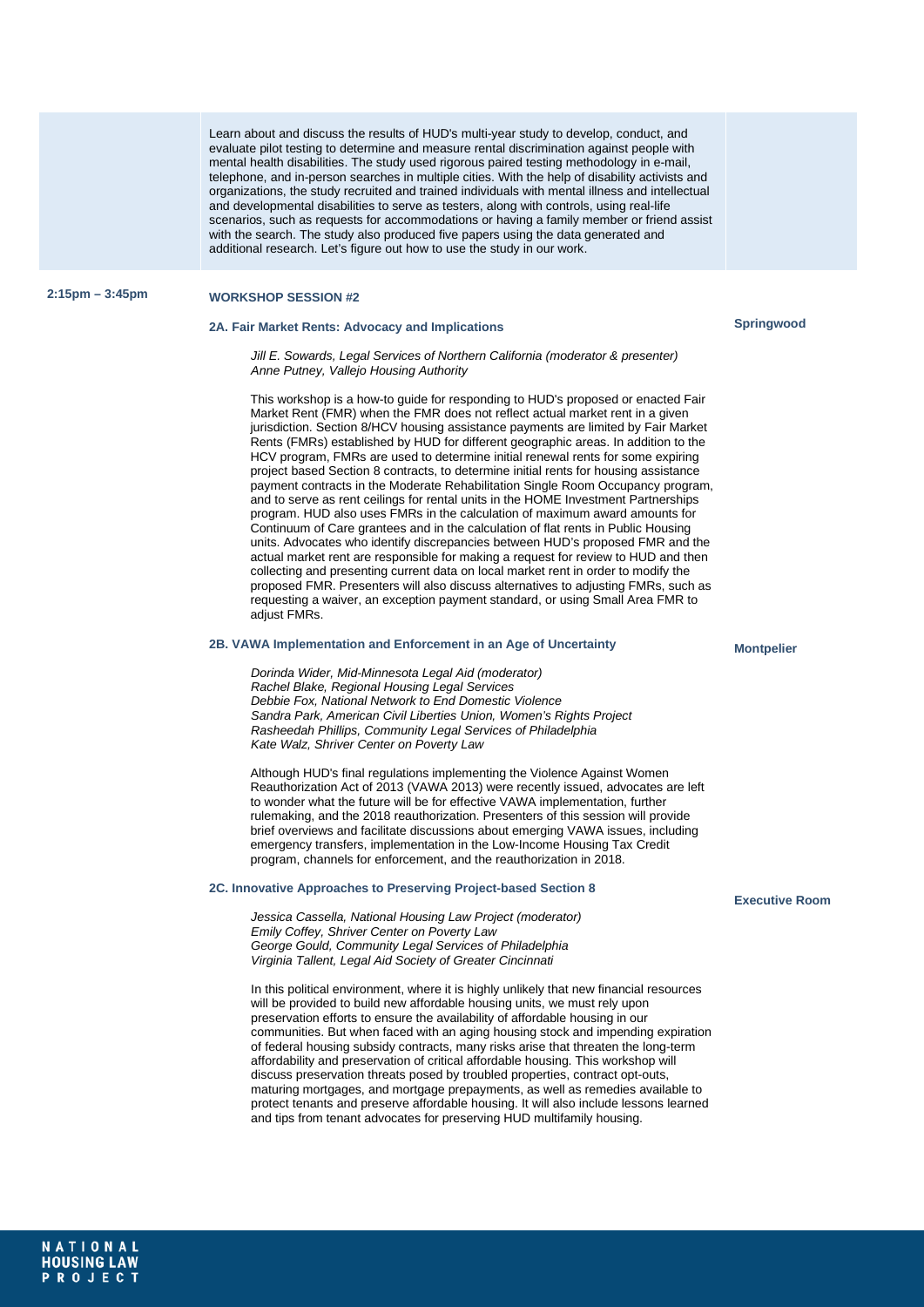Learn about and discuss the results of HUD's multi-year study to develop, conduct, and evaluate pilot testing to determine and measure rental discrimination against people with mental health disabilities. The study used rigorous paired testing methodology in e-mail, telephone, and in-person searches in multiple cities. With the help of disability activists and organizations, the study recruited and trained individuals with mental illness and intellectual and developmental disabilities to serve as testers, along with controls, using real-life scenarios, such as requests for accommodations or having a family member or friend assist with the search. The study also produced five papers using the data generated and additional research. Let's figure out how to use the study in our work.

**2:15pm – 3:45pm**

## WORKSHOP SESSION #2

### 2A. Fair Market Rents: Advocacy and Implications

**Springwood**

*Jill E. Sowards, Legal Services of Northern California (moderator & presenter)*
*Anne Putney, Vallejo Housing Authority*

This workshop is a how-to guide for responding to HUD's proposed or enacted Fair Market Rent (FMR) when the FMR does not reflect actual market rent in a given jurisdiction. Section 8/HCV housing assistance payments are limited by Fair Market Rents (FMRs) established by HUD for different geographic areas. In addition to the HCV program, FMRs are used to determine initial renewal rents for some expiring project based Section 8 contracts, to determine initial rents for housing assistance payment contracts in the Moderate Rehabilitation Single Room Occupancy program, and to serve as rent ceilings for rental units in the HOME Investment Partnerships program. HUD also uses FMRs in the calculation of maximum award amounts for Continuum of Care grantees and in the calculation of flat rents in Public Housing units. Advocates who identify discrepancies between HUD's proposed FMR and the actual market rent are responsible for making a request for review to HUD and then collecting and presenting current data on local market rent in order to modify the proposed FMR. Presenters will also discuss alternatives to adjusting FMRs, such as requesting a waiver, an exception payment standard, or using Small Area FMR to adjust FMRs.

### 2B. VAWA Implementation and Enforcement in an Age of Uncertainty

**Montpelier**

*Dorinda Wider, Mid-Minnesota Legal Aid (moderator)*
*Rachel Blake, Regional Housing Legal Services*
*Debbie Fox, National Network to End Domestic Violence*
*Sandra Park, American Civil Liberties Union, Women's Rights Project*
*Rasheedah Phillips, Community Legal Services of Philadelphia*
*Kate Walz, Shriver Center on Poverty Law*

Although HUD's final regulations implementing the Violence Against Women Reauthorization Act of 2013 (VAWA 2013) were recently issued, advocates are left to wonder what the future will be for effective VAWA implementation, further rulemaking, and the 2018 reauthorization. Presenters of this session will provide brief overviews and facilitate discussions about emerging VAWA issues, including emergency transfers, implementation in the Low-Income Housing Tax Credit program, channels for enforcement, and the reauthorization in 2018.

### 2C. Innovative Approaches to Preserving Project-based Section 8

**Executive Room**

*Jessica Cassella, National Housing Law Project (moderator)*
*Emily Coffey, Shriver Center on Poverty Law*
*George Gould, Community Legal Services of Philadelphia*
*Virginia Tallent, Legal Aid Society of Greater Cincinnati*

In this political environment, where it is highly unlikely that new financial resources will be provided to build new affordable housing units, we must rely upon preservation efforts to ensure the availability of affordable housing in our communities. But when faced with an aging housing stock and impending expiration of federal housing subsidy contracts, many risks arise that threaten the long-term affordability and preservation of critical affordable housing. This workshop will discuss preservation threats posed by troubled properties, contract opt-outs, maturing mortgages, and mortgage prepayments, as well as remedies available to protect tenants and preserve affordable housing. It will also include lessons learned and tips from tenant advocates for preserving HUD multifamily housing.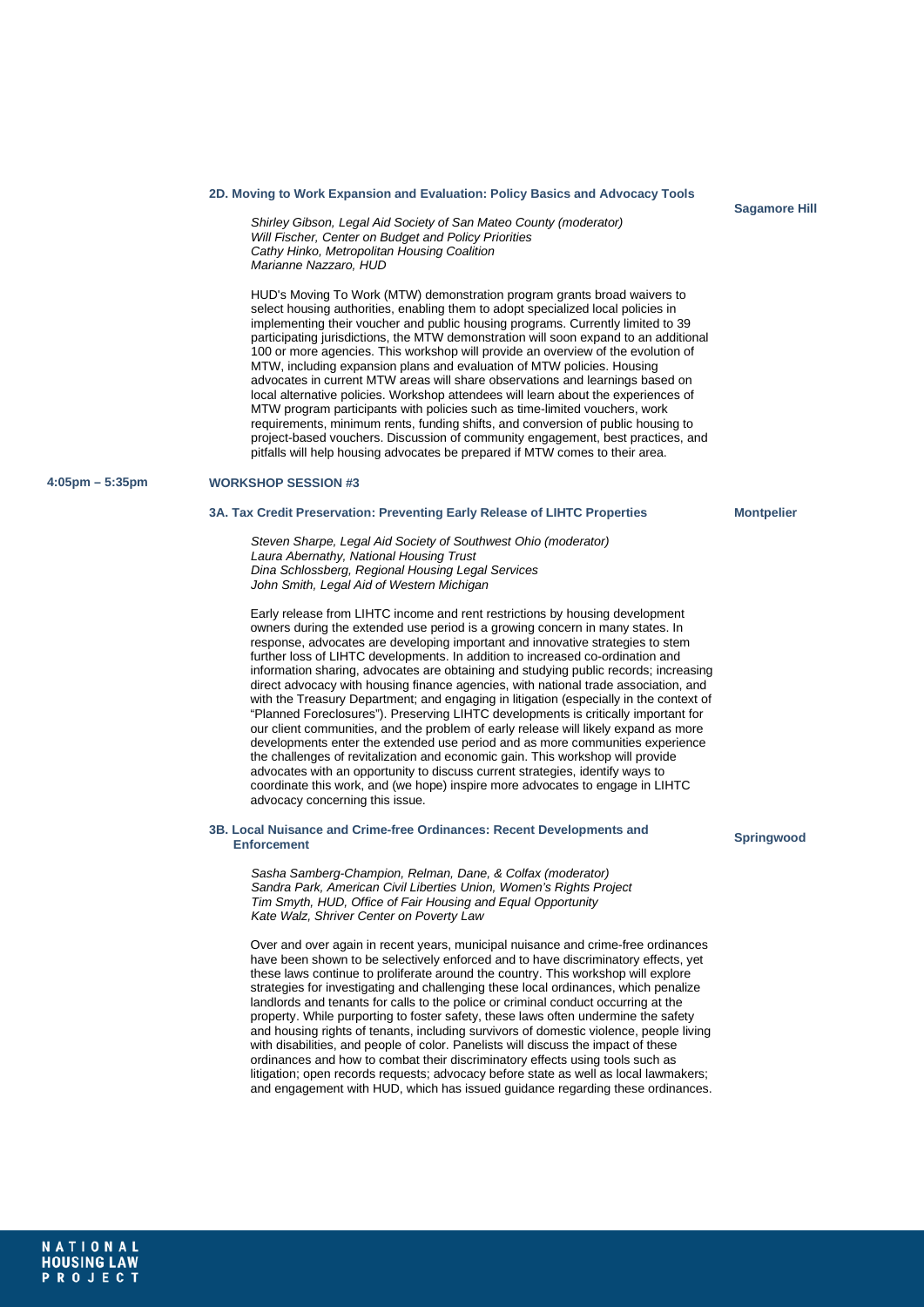### 2D. Moving to Work Expansion and Evaluation: Policy Basics and Advocacy Tools

**Sagamore Hill**

*Shirley Gibson, Legal Aid Society of San Mateo County (moderator)*
*Will Fischer, Center on Budget and Policy Priorities*
*Cathy Hinko, Metropolitan Housing Coalition*
*Marianne Nazzaro, HUD*

HUD's Moving To Work (MTW) demonstration program grants broad waivers to select housing authorities, enabling them to adopt specialized local policies in implementing their voucher and public housing programs. Currently limited to 39 participating jurisdictions, the MTW demonstration will soon expand to an additional 100 or more agencies. This workshop will provide an overview of the evolution of MTW, including expansion plans and evaluation of MTW policies. Housing advocates in current MTW areas will share observations and learnings based on local alternative policies. Workshop attendees will learn about the experiences of MTW program participants with policies such as time-limited vouchers, work requirements, minimum rents, funding shifts, and conversion of public housing to project-based vouchers. Discussion of community engagement, best practices, and pitfalls will help housing advocates be prepared if MTW comes to their area.

## 4:05pm – 5:35pm WORKSHOP SESSION #3

### 3A. Tax Credit Preservation: Preventing Early Release of LIHTC Properties

**Montpelier**

*Steven Sharpe, Legal Aid Society of Southwest Ohio (moderator)*
*Laura Abernathy, National Housing Trust*
*Dina Schlossberg, Regional Housing Legal Services*
*John Smith, Legal Aid of Western Michigan*

Early release from LIHTC income and rent restrictions by housing development owners during the extended use period is a growing concern in many states. In response, advocates are developing important and innovative strategies to stem further loss of LIHTC developments. In addition to increased co-ordination and information sharing, advocates are obtaining and studying public records; increasing direct advocacy with housing finance agencies, with national trade association, and with the Treasury Department; and engaging in litigation (especially in the context of "Planned Foreclosures"). Preserving LIHTC developments is critically important for our client communities, and the problem of early release will likely expand as more developments enter the extended use period and as more communities experience the challenges of revitalization and economic gain. This workshop will provide advocates with an opportunity to discuss current strategies, identify ways to coordinate this work, and (we hope) inspire more advocates to engage in LIHTC advocacy concerning this issue.

### 3B. Local Nuisance and Crime-free Ordinances: Recent Developments and Enforcement

**Springwood**

*Sasha Samberg-Champion, Relman, Dane, & Colfax (moderator)*
*Sandra Park, American Civil Liberties Union, Women's Rights Project*
*Tim Smyth, HUD, Office of Fair Housing and Equal Opportunity*
*Kate Walz, Shriver Center on Poverty Law*

Over and over again in recent years, municipal nuisance and crime-free ordinances have been shown to be selectively enforced and to have discriminatory effects, yet these laws continue to proliferate around the country. This workshop will explore strategies for investigating and challenging these local ordinances, which penalize landlords and tenants for calls to the police or criminal conduct occurring at the property. While purporting to foster safety, these laws often undermine the safety and housing rights of tenants, including survivors of domestic violence, people living with disabilities, and people of color. Panelists will discuss the impact of these ordinances and how to combat their discriminatory effects using tools such as litigation; open records requests; advocacy before state as well as local lawmakers; and engagement with HUD, which has issued guidance regarding these ordinances.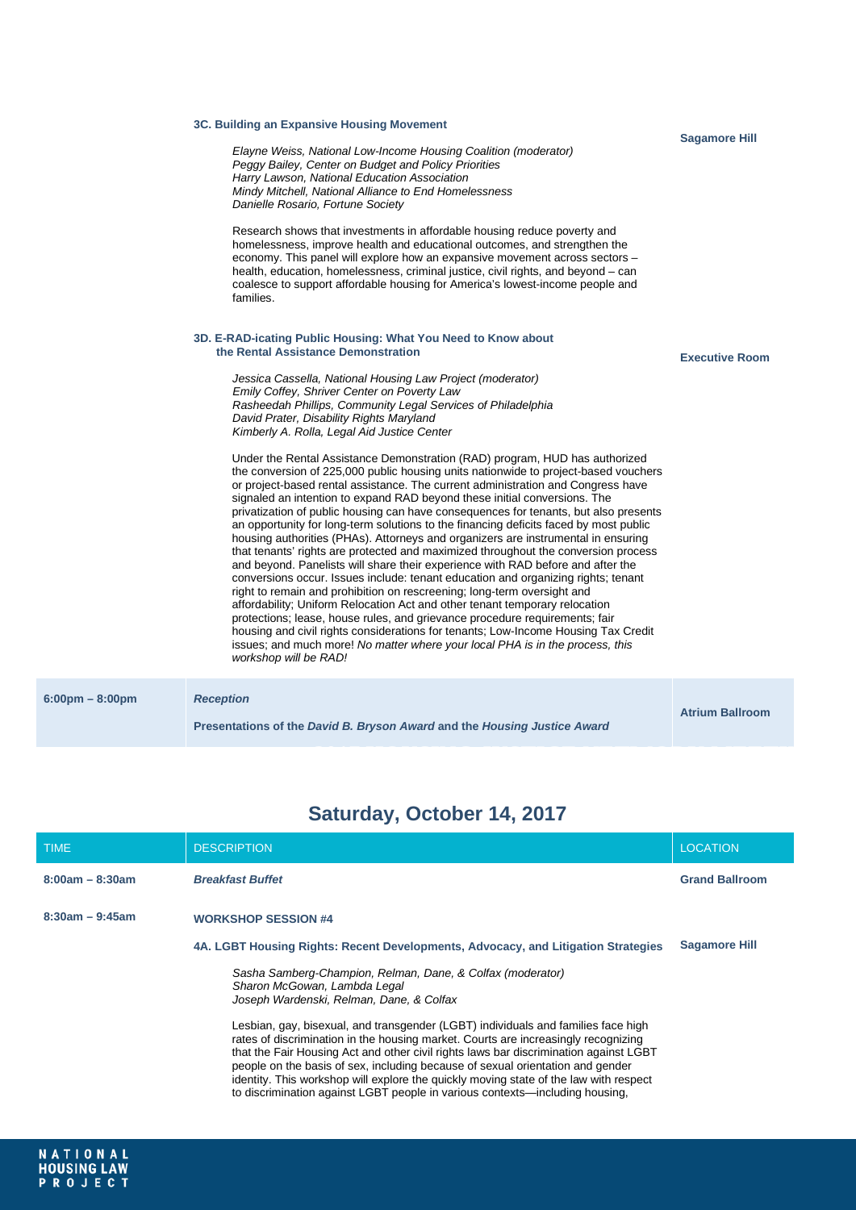**3C. Building an Expansive Housing Movement** — **Sagamore Hill**

*Elayne Weiss, National Low-Income Housing Coalition (moderator)*
*Peggy Bailey, Center on Budget and Policy Priorities*
*Harry Lawson, National Education Association*
*Mindy Mitchell, National Alliance to End Homelessness*
*Danielle Rosario, Fortune Society*

Research shows that investments in affordable housing reduce poverty and homelessness, improve health and educational outcomes, and strengthen the economy. This panel will explore how an expansive movement across sectors – health, education, homelessness, criminal justice, civil rights, and beyond – can coalesce to support affordable housing for America's lowest-income people and families.

**3D. E-RAD-icating Public Housing: What You Need to Know about the Rental Assistance Demonstration** — **Executive Room**

*Jessica Cassella, National Housing Law Project (moderator)*
*Emily Coffey, Shriver Center on Poverty Law*
*Rasheedah Phillips, Community Legal Services of Philadelphia*
*David Prater, Disability Rights Maryland*
*Kimberly A. Rolla, Legal Aid Justice Center*

Under the Rental Assistance Demonstration (RAD) program, HUD has authorized the conversion of 225,000 public housing units nationwide to project-based vouchers or project-based rental assistance. The current administration and Congress have signaled an intention to expand RAD beyond these initial conversions. The privatization of public housing can have consequences for tenants, but also presents an opportunity for long-term solutions to the financing deficits faced by most public housing authorities (PHAs). Attorneys and organizers are instrumental in ensuring that tenants' rights are protected and maximized throughout the conversion process and beyond. Panelists will share their experience with RAD before and after the conversions occur. Issues include: tenant education and organizing rights; tenant right to remain and prohibition on rescreening; long-term oversight and affordability; Uniform Relocation Act and other tenant temporary relocation protections; lease, house rules, and grievance procedure requirements; fair housing and civil rights considerations for tenants; Low-Income Housing Tax Credit issues; and much more! *No matter where your local PHA is in the process, this workshop will be RAD!*

| | | |
|---|---|---|
| **6:00pm – 8:00pm** | ***Reception***<br><br>**Presentations of the *David B. Bryson Award* and the *Housing Justice Award*** | **Atrium Ballroom** |

## Saturday, October 14, 2017

| TIME | DESCRIPTION | LOCATION |
|---|---|---|
| **8:00am – 8:30am** | ***Breakfast Buffet*** | **Grand Ballroom** |
| **8:30am – 9:45am** | **WORKSHOP SESSION #4** | |
| | **4A. LGBT Housing Rights: Recent Developments, Advocacy, and Litigation Strategies** | **Sagamore Hill** |

*Sasha Samberg-Champion, Relman, Dane, & Colfax (moderator)*
*Sharon McGowan, Lambda Legal*
*Joseph Wardenski, Relman, Dane, & Colfax*

Lesbian, gay, bisexual, and transgender (LGBT) individuals and families face high rates of discrimination in the housing market. Courts are increasingly recognizing that the Fair Housing Act and other civil rights laws bar discrimination against LGBT people on the basis of sex, including because of sexual orientation and gender identity. This workshop will explore the quickly moving state of the law with respect to discrimination against LGBT people in various contexts—including housing,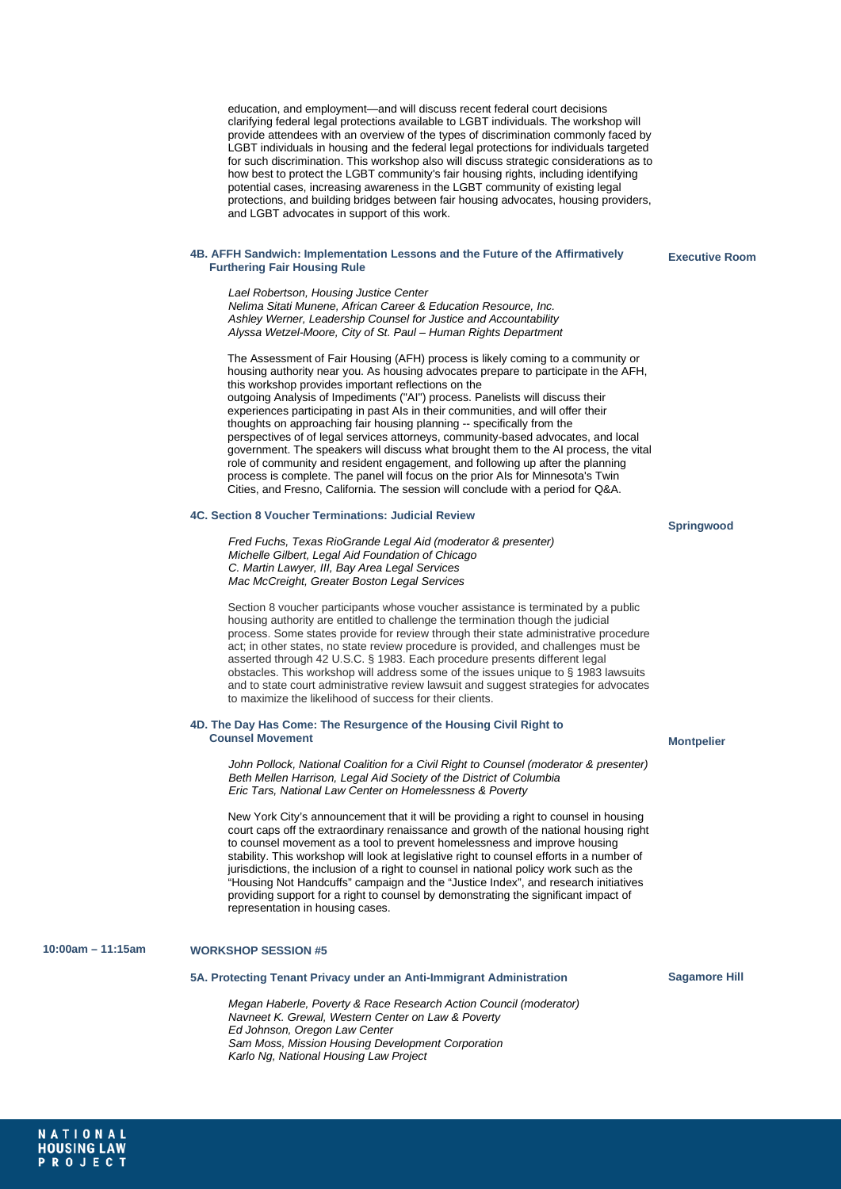education, and employment—and will discuss recent federal court decisions clarifying federal legal protections available to LGBT individuals. The workshop will provide attendees with an overview of the types of discrimination commonly faced by LGBT individuals in housing and the federal legal protections for individuals targeted for such discrimination. This workshop also will discuss strategic considerations as to how best to protect the LGBT community's fair housing rights, including identifying potential cases, increasing awareness in the LGBT community of existing legal protections, and building bridges between fair housing advocates, housing providers, and LGBT advocates in support of this work.

### 4B. AFFH Sandwich: Implementation Lessons and the Future of the Affirmatively Furthering Fair Housing Rule

**Executive Room**

*Lael Robertson, Housing Justice Center*
*Nelima Sitati Munene, African Career & Education Resource, Inc.*
*Ashley Werner, Leadership Counsel for Justice and Accountability*
*Alyssa Wetzel-Moore, City of St. Paul – Human Rights Department*

The Assessment of Fair Housing (AFH) process is likely coming to a community or housing authority near you. As housing advocates prepare to participate in the AFH, this workshop provides important reflections on the outgoing Analysis of Impediments ("AI") process. Panelists will discuss their experiences participating in past AIs in their communities, and will offer their thoughts on approaching fair housing planning -- specifically from the perspectives of of legal services attorneys, community-based advocates, and local government. The speakers will discuss what brought them to the AI process, the vital role of community and resident engagement, and following up after the planning process is complete. The panel will focus on the prior AIs for Minnesota's Twin Cities, and Fresno, California. The session will conclude with a period for Q&A.

### 4C. Section 8 Voucher Terminations: Judicial Review

**Springwood**

*Fred Fuchs, Texas RioGrande Legal Aid (moderator & presenter)*
*Michelle Gilbert, Legal Aid Foundation of Chicago*
*C. Martin Lawyer, III, Bay Area Legal Services*
*Mac McCreight, Greater Boston Legal Services*

Section 8 voucher participants whose voucher assistance is terminated by a public housing authority are entitled to challenge the termination though the judicial process. Some states provide for review through their state administrative procedure act; in other states, no state review procedure is provided, and challenges must be asserted through 42 U.S.C. § 1983. Each procedure presents different legal obstacles. This workshop will address some of the issues unique to § 1983 lawsuits and to state court administrative review lawsuit and suggest strategies for advocates to maximize the likelihood of success for their clients.

### 4D. The Day Has Come: The Resurgence of the Housing Civil Right to Counsel Movement

**Montpelier**

*John Pollock, National Coalition for a Civil Right to Counsel (moderator & presenter)*
*Beth Mellen Harrison, Legal Aid Society of the District of Columbia*
*Eric Tars, National Law Center on Homelessness & Poverty*

New York City's announcement that it will be providing a right to counsel in housing court caps off the extraordinary renaissance and growth of the national housing right to counsel movement as a tool to prevent homelessness and improve housing stability. This workshop will look at legislative right to counsel efforts in a number of jurisdictions, the inclusion of a right to counsel in national policy work such as the "Housing Not Handcuffs" campaign and the "Justice Index", and research initiatives providing support for a right to counsel by demonstrating the significant impact of representation in housing cases.

## 10:00am – 11:15am WORKSHOP SESSION #5

### 5A. Protecting Tenant Privacy under an Anti-Immigrant Administration

**Sagamore Hill**

*Megan Haberle, Poverty & Race Research Action Council (moderator)*
*Navneet K. Grewal, Western Center on Law & Poverty*
*Ed Johnson, Oregon Law Center*
*Sam Moss, Mission Housing Development Corporation*
*Karlo Ng, National Housing Law Project*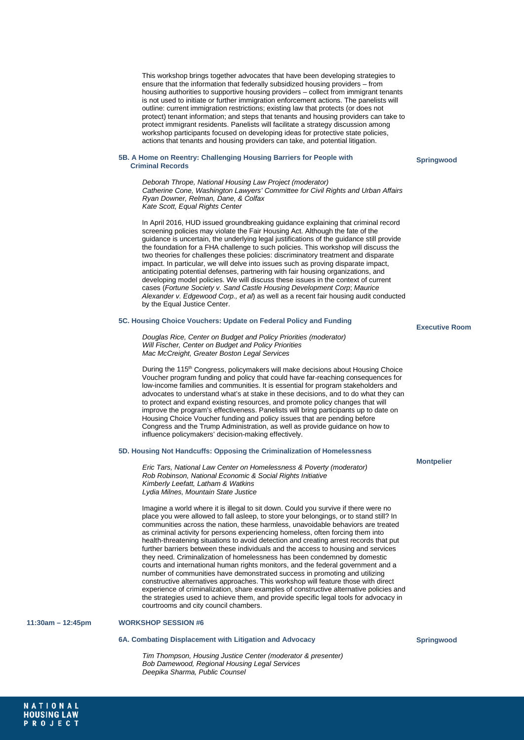This workshop brings together advocates that have been developing strategies to ensure that the information that federally subsidized housing providers – from housing authorities to supportive housing providers – collect from immigrant tenants is not used to initiate or further immigration enforcement actions. The panelists will outline: current immigration restrictions; existing law that protects (or does not protect) tenant information; and steps that tenants and housing providers can take to protect immigrant residents. Panelists will facilitate a strategy discussion among workshop participants focused on developing ideas for protective state policies, actions that tenants and housing providers can take, and potential litigation.

### 5B. A Home on Reentry: Challenging Housing Barriers for People with Criminal Records

**Springwood**

*Deborah Thrope, National Housing Law Project (moderator)*
*Catherine Cone, Washington Lawyers' Committee for Civil Rights and Urban Affairs*
*Ryan Downer, Relman, Dane, & Colfax*
*Kate Scott, Equal Rights Center*

In April 2016, HUD issued groundbreaking guidance explaining that criminal record screening policies may violate the Fair Housing Act. Although the fate of the guidance is uncertain, the underlying legal justifications of the guidance still provide the foundation for a FHA challenge to such policies. This workshop will discuss the two theories for challenges these policies: discriminatory treatment and disparate impact. In particular, we will delve into issues such as proving disparate impact, anticipating potential defenses, partnering with fair housing organizations, and developing model policies. We will discuss these issues in the context of current cases (*Fortune Society v. Sand Castle Housing Development Corp*; *Maurice Alexander v. Edgewood Corp., et al*) as well as a recent fair housing audit conducted by the Equal Justice Center.

### 5C. Housing Choice Vouchers: Update on Federal Policy and Funding

**Executive Room**

*Douglas Rice, Center on Budget and Policy Priorities (moderator)*
*Will Fischer, Center on Budget and Policy Priorities*
*Mac McCreight, Greater Boston Legal Services*

During the 115th Congress, policymakers will make decisions about Housing Choice Voucher program funding and policy that could have far-reaching consequences for low-income families and communities. It is essential for program stakeholders and advocates to understand what's at stake in these decisions, and to do what they can to protect and expand existing resources, and promote policy changes that will improve the program's effectiveness. Panelists will bring participants up to date on Housing Choice Voucher funding and policy issues that are pending before Congress and the Trump Administration, as well as provide guidance on how to influence policymakers' decision-making effectively.

### 5D. Housing Not Handcuffs: Opposing the Criminalization of Homelessness

**Montpelier**

*Eric Tars, National Law Center on Homelessness & Poverty (moderator)*
*Rob Robinson, National Economic & Social Rights Initiative*
*Kimberly Leefatt, Latham & Watkins*
*Lydia Milnes, Mountain State Justice*

Imagine a world where it is illegal to sit down. Could you survive if there were no place you were allowed to fall asleep, to store your belongings, or to stand still? In communities across the nation, these harmless, unavoidable behaviors are treated as criminal activity for persons experiencing homeless, often forcing them into health-threatening situations to avoid detection and creating arrest records that put further barriers between these individuals and the access to housing and services they need. Criminalization of homelessness has been condemned by domestic courts and international human rights monitors, and the federal government and a number of communities have demonstrated success in promoting and utilizing constructive alternatives approaches. This workshop will feature those with direct experience of criminalization, share examples of constructive alternative policies and the strategies used to achieve them, and provide specific legal tools for advocacy in courtrooms and city council chambers.

## 11:30am – 12:45pm WORKSHOP SESSION #6

### 6A. Combating Displacement with Litigation and Advocacy

**Springwood**

*Tim Thompson, Housing Justice Center (moderator & presenter)*
*Bob Damewood, Regional Housing Legal Services*
*Deepika Sharma, Public Counsel*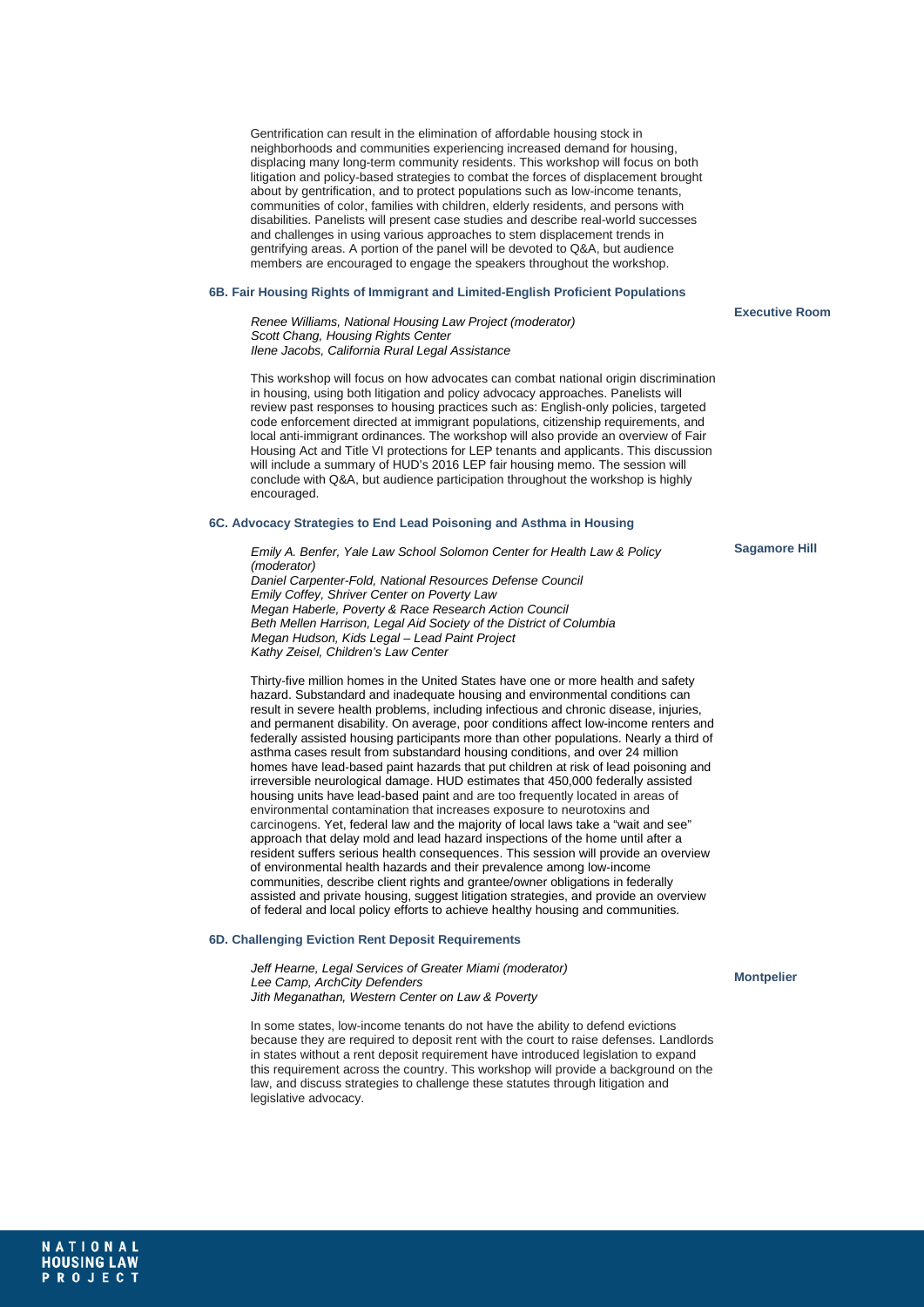Gentrification can result in the elimination of affordable housing stock in neighborhoods and communities experiencing increased demand for housing, displacing many long-term community residents. This workshop will focus on both litigation and policy-based strategies to combat the forces of displacement brought about by gentrification, and to protect populations such as low-income tenants, communities of color, families with children, elderly residents, and persons with disabilities. Panelists will present case studies and describe real-world successes and challenges in using various approaches to stem displacement trends in gentrifying areas. A portion of the panel will be devoted to Q&A, but audience members are encouraged to engage the speakers throughout the workshop.

### 6B. Fair Housing Rights of Immigrant and Limited-English Proficient Populations

**Executive Room**

*Renee Williams, National Housing Law Project (moderator)*
*Scott Chang, Housing Rights Center*
*Ilene Jacobs, California Rural Legal Assistance*

This workshop will focus on how advocates can combat national origin discrimination in housing, using both litigation and policy advocacy approaches. Panelists will review past responses to housing practices such as: English-only policies, targeted code enforcement directed at immigrant populations, citizenship requirements, and local anti-immigrant ordinances. The workshop will also provide an overview of Fair Housing Act and Title VI protections for LEP tenants and applicants. This discussion will include a summary of HUD's 2016 LEP fair housing memo. The session will conclude with Q&A, but audience participation throughout the workshop is highly encouraged.

### 6C. Advocacy Strategies to End Lead Poisoning and Asthma in Housing

**Sagamore Hill**

*Emily A. Benfer, Yale Law School Solomon Center for Health Law & Policy (moderator)*
*Daniel Carpenter-Fold, National Resources Defense Council*
*Emily Coffey, Shriver Center on Poverty Law*
*Megan Haberle, Poverty & Race Research Action Council*
*Beth Mellen Harrison, Legal Aid Society of the District of Columbia*
*Megan Hudson, Kids Legal – Lead Paint Project*
*Kathy Zeisel, Children's Law Center*

Thirty-five million homes in the United States have one or more health and safety hazard. Substandard and inadequate housing and environmental conditions can result in severe health problems, including infectious and chronic disease, injuries, and permanent disability. On average, poor conditions affect low-income renters and federally assisted housing participants more than other populations. Nearly a third of asthma cases result from substandard housing conditions, and over 24 million homes have lead-based paint hazards that put children at risk of lead poisoning and irreversible neurological damage. HUD estimates that 450,000 federally assisted housing units have lead-based paint and are too frequently located in areas of environmental contamination that increases exposure to neurotoxins and carcinogens. Yet, federal law and the majority of local laws take a "wait and see" approach that delay mold and lead hazard inspections of the home until after a resident suffers serious health consequences. This session will provide an overview of environmental health hazards and their prevalence among low-income communities, describe client rights and grantee/owner obligations in federally assisted and private housing, suggest litigation strategies, and provide an overview of federal and local policy efforts to achieve healthy housing and communities.

### 6D. Challenging Eviction Rent Deposit Requirements

**Montpelier**

*Jeff Hearne, Legal Services of Greater Miami (moderator)*
*Lee Camp, ArchCity Defenders*
*Jith Meganathan, Western Center on Law & Poverty*

In some states, low-income tenants do not have the ability to defend evictions because they are required to deposit rent with the court to raise defenses. Landlords in states without a rent deposit requirement have introduced legislation to expand this requirement across the country. This workshop will provide a background on the law, and discuss strategies to challenge these statutes through litigation and legislative advocacy.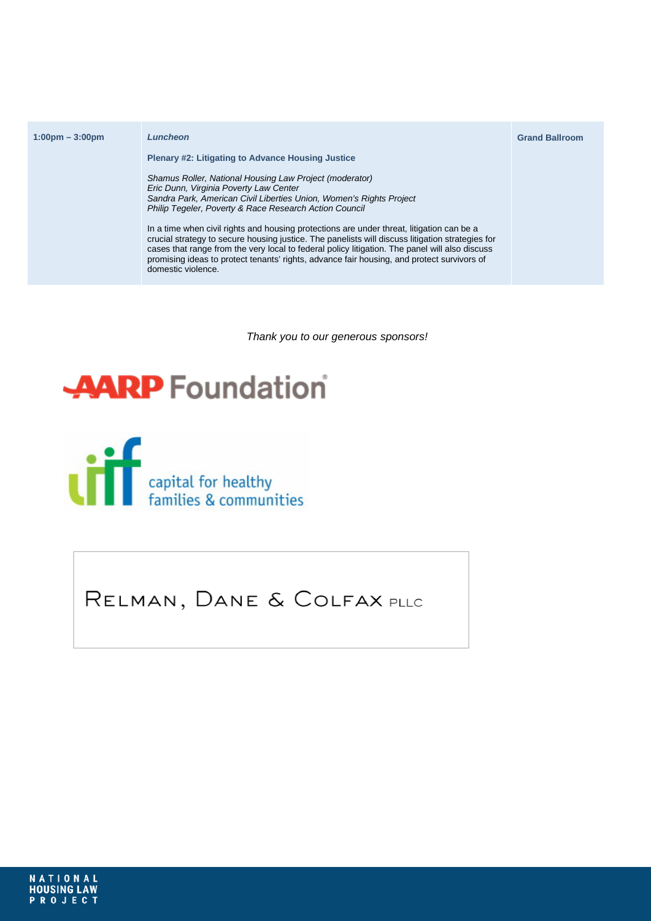| | | |
|---|---|---|
| **1:00pm – 3:00pm** | ***Luncheon***<br><br>**Plenary #2: Litigating to Advance Housing Justice**<br><br>*Shamus Roller, National Housing Law Project (moderator)*<br>*Eric Dunn, Virginia Poverty Law Center*<br>*Sandra Park, American Civil Liberties Union, Women's Rights Project*<br>*Philip Tegeler, Poverty & Race Research Action Council*<br><br>In a time when civil rights and housing protections are under threat, litigation can be a crucial strategy to secure housing justice. The panelists will discuss litigation strategies for cases that range from the very local to federal policy litigation. The panel will also discuss promising ideas to protect tenants' rights, advance fair housing, and protect survivors of domestic violence. | **Grand Ballroom** |

*Thank you to our generous sponsors!*

AARP Foundation

iff capital for healthy families & communities

Relman, Dane & Colfax PLLC